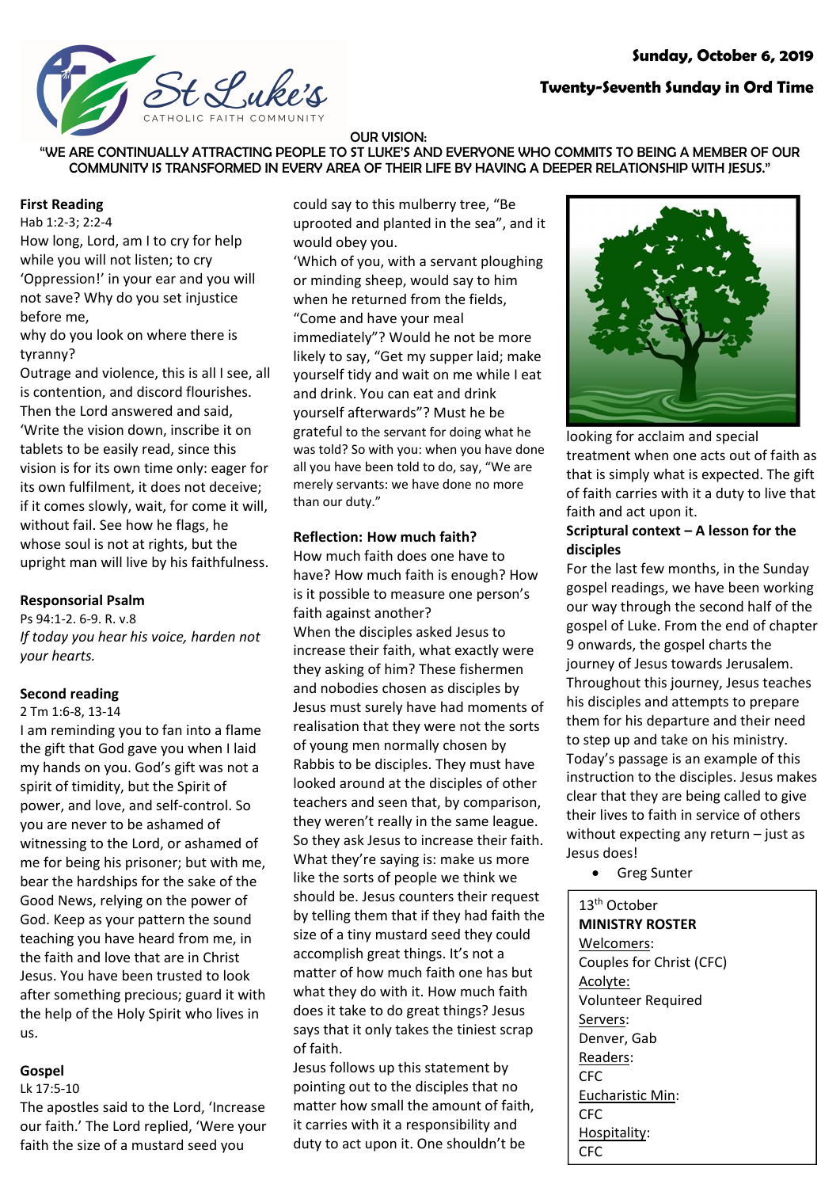St Luke's CATHOLIC FAITH COMMUNITY

**Sunday, October 6, 2019**

**Twenty-Seventh Sunday in Ord Time**

OUR VISION:
"WE ARE CONTINUALLY ATTRACTING PEOPLE TO ST LUKE'S AND EVERYONE WHO COMMITS TO BEING A MEMBER OF OUR COMMUNITY IS TRANSFORMED IN EVERY AREA OF THEIR LIFE BY HAVING A DEEPER RELATIONSHIP WITH JESUS."

## First Reading

Hab 1:2-3; 2:2-4

How long, Lord, am I to cry for help while you will not listen; to cry 'Oppression!' in your ear and you will not save? Why do you set injustice before me,
why do you look on where there is tyranny?
Outrage and violence, this is all I see, all is contention, and discord flourishes.
Then the Lord answered and said, 'Write the vision down, inscribe it on tablets to be easily read, since this vision is for its own time only: eager for its own fulfilment, it does not deceive; if it comes slowly, wait, for come it will, without fail. See how he flags, he whose soul is not at rights, but the upright man will live by his faithfulness.

## Responsorial Psalm

Ps 94:1-2. 6-9. R. v.8

*If today you hear his voice, harden not your hearts.*

## Second reading

2 Tm 1:6-8, 13-14

I am reminding you to fan into a flame the gift that God gave you when I laid my hands on you. God's gift was not a spirit of timidity, but the Spirit of power, and love, and self-control. So you are never to be ashamed of witnessing to the Lord, or ashamed of me for being his prisoner; but with me, bear the hardships for the sake of the Good News, relying on the power of God. Keep as your pattern the sound teaching you have heard from me, in the faith and love that are in Christ Jesus. You have been trusted to look after something precious; guard it with the help of the Holy Spirit who lives in us.

## Gospel

Lk 17:5-10

The apostles said to the Lord, 'Increase our faith.' The Lord replied, 'Were your faith the size of a mustard seed you could say to this mulberry tree, "Be uprooted and planted in the sea", and it would obey you.
'Which of you, with a servant ploughing or minding sheep, would say to him when he returned from the fields, "Come and have your meal immediately"? Would he not be more likely to say, "Get my supper laid; make yourself tidy and wait on me while I eat and drink. You can eat and drink yourself afterwards"? Must he be grateful to the servant for doing what he was told? So with you: when you have done all you have been told to do, say, "We are merely servants: we have done no more than our duty."

## Reflection: How much faith?

How much faith does one have to have? How much faith is enough? How is it possible to measure one person's faith against another?
When the disciples asked Jesus to increase their faith, what exactly were they asking of him? These fishermen and nobodies chosen as disciples by Jesus must surely have had moments of realisation that they were not the sorts of young men normally chosen by Rabbis to be disciples. They must have looked around at the disciples of other teachers and seen that, by comparison, they weren't really in the same league. So they ask Jesus to increase their faith. What they're saying is: make us more like the sorts of people we think we should be. Jesus counters their request by telling them that if they had faith the size of a tiny mustard seed they could accomplish great things. It's not a matter of how much faith one has but what they do with it. How much faith does it take to do great things? Jesus says that it only takes the tiniest scrap of faith.
Jesus follows up this statement by pointing out to the disciples that no matter how small the amount of faith, it carries with it a responsibility and duty to act upon it. One shouldn't be looking for acclaim and special treatment when one acts out of faith as that is simply what is expected. The gift of faith carries with it a duty to live that faith and act upon it.

### Scriptural context – A lesson for the disciples

For the last few months, in the Sunday gospel readings, we have been working our way through the second half of the gospel of Luke. From the end of chapter 9 onwards, the gospel charts the journey of Jesus towards Jerusalem. Throughout this journey, Jesus teaches his disciples and attempts to prepare them for his departure and their need to step up and take on his ministry. Today's passage is an example of this instruction to the disciples. Jesus makes clear that they are being called to give their lives to faith in service of others without expecting any return – just as Jesus does!

- Greg Sunter

13th October
**MINISTRY ROSTER**
Welcomers:
Couples for Christ (CFC)
Acolyte:
Volunteer Required
Servers:
Denver, Gab
Readers:
CFC
Eucharistic Min:
CFC
Hospitality:
CFC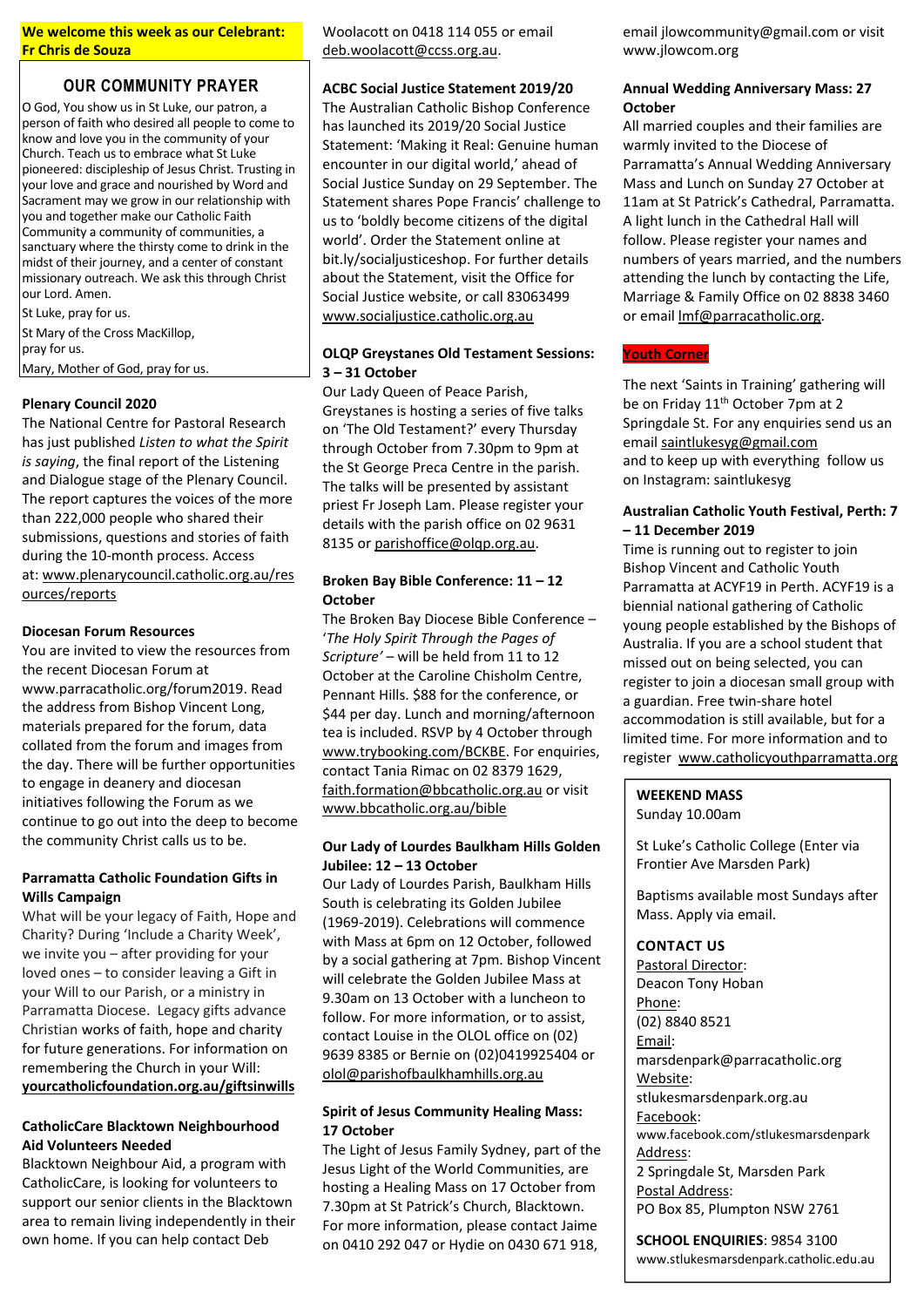**We welcome this week as our Celebrant: Fr Chris de Souza**

## OUR COMMUNITY PRAYER

O God, You show us in St Luke, our patron, a person of faith who desired all people to come to know and love you in the community of your Church. Teach us to embrace what St Luke pioneered: discipleship of Jesus Christ. Trusting in your love and grace and nourished by Word and Sacrament may we grow in our relationship with you and together make our Catholic Faith Community a community of communities, a sanctuary where the thirsty come to drink in the midst of their journey, and a center of constant missionary outreach. We ask this through Christ our Lord. Amen.

St Luke, pray for us.

St Mary of the Cross MacKillop, pray for us.

Mary, Mother of God, pray for us.

### Plenary Council 2020

The National Centre for Pastoral Research has just published *Listen to what the Spirit is saying*, the final report of the Listening and Dialogue stage of the Plenary Council. The report captures the voices of the more than 222,000 people who shared their submissions, questions and stories of faith during the 10-month process. Access at: www.plenarycouncil.catholic.org.au/resources/reports

### Diocesan Forum Resources

You are invited to view the resources from the recent Diocesan Forum at www.parracatholic.org/forum2019. Read the address from Bishop Vincent Long, materials prepared for the forum, data collated from the forum and images from the day. There will be further opportunities to engage in deanery and diocesan initiatives following the Forum as we continue to go out into the deep to become the community Christ calls us to be.

### Parramatta Catholic Foundation Gifts in Wills Campaign

What will be your legacy of Faith, Hope and Charity? During 'Include a Charity Week', we invite you – after providing for your loved ones – to consider leaving a Gift in your Will to our Parish, or a ministry in Parramatta Diocese. Legacy gifts advance Christian works of faith, hope and charity for future generations. For information on remembering the Church in your Will: **yourcatholicfoundation.org.au/giftsinwills**

### CatholicCare Blacktown Neighbourhood Aid Volunteers Needed

Blacktown Neighbour Aid, a program with CatholicCare, is looking for volunteers to support our senior clients in the Blacktown area to remain living independently in their own home. If you can help contact Deb Woolacott on 0418 114 055 or email deb.woolacott@ccss.org.au.

### ACBC Social Justice Statement 2019/20

The Australian Catholic Bishop Conference has launched its 2019/20 Social Justice Statement: 'Making it Real: Genuine human encounter in our digital world,' ahead of Social Justice Sunday on 29 September. The Statement shares Pope Francis' challenge to us to 'boldly become citizens of the digital world'. Order the Statement online at bit.ly/socialjusticeshop. For further details about the Statement, visit the Office for Social Justice website, or call 83063499 www.socialjustice.catholic.org.au

### OLQP Greystanes Old Testament Sessions: 3 – 31 October

Our Lady Queen of Peace Parish, Greystanes is hosting a series of five talks on 'The Old Testament?' every Thursday through October from 7.30pm to 9pm at the St George Preca Centre in the parish. The talks will be presented by assistant priest Fr Joseph Lam. Please register your details with the parish office on 02 9631 8135 or parishoffice@olqp.org.au.

### Broken Bay Bible Conference: 11 – 12 October

The Broken Bay Diocese Bible Conference – '*The Holy Spirit Through the Pages of Scripture'* – will be held from 11 to 12 October at the Caroline Chisholm Centre, Pennant Hills. $88 for the conference, or $44 per day. Lunch and morning/afternoon tea is included. RSVP by 4 October through www.trybooking.com/BCKBE. For enquiries, contact Tania Rimac on 02 8379 1629, faith.formation@bbcatholic.org.au or visit www.bbcatholic.org.au/bible

### Our Lady of Lourdes Baulkham Hills Golden Jubilee: 12 – 13 October

Our Lady of Lourdes Parish, Baulkham Hills South is celebrating its Golden Jubilee (1969-2019). Celebrations will commence with Mass at 6pm on 12 October, followed by a social gathering at 7pm. Bishop Vincent will celebrate the Golden Jubilee Mass at 9.30am on 13 October with a luncheon to follow. For more information, or to assist, contact Louise in the OLOL office on (02) 9639 8385 or Bernie on (02)0419925404 or olol@parishofbaulkhamhills.org.au

### Spirit of Jesus Community Healing Mass: 17 October

The Light of Jesus Family Sydney, part of the Jesus Light of the World Communities, are hosting a Healing Mass on 17 October from 7.30pm at St Patrick's Church, Blacktown. For more information, please contact Jaime on 0410 292 047 or Hydie on 0430 671 918, email jlowcommunity@gmail.com or visit www.jlowcom.org

### Annual Wedding Anniversary Mass: 27 October

All married couples and their families are warmly invited to the Diocese of Parramatta's Annual Wedding Anniversary Mass and Lunch on Sunday 27 October at 11am at St Patrick's Cathedral, Parramatta. A light lunch in the Cathedral Hall will follow. Please register your names and numbers of years married, and the numbers attending the lunch by contacting the Life, Marriage & Family Office on 02 8838 3460 or email lmf@parracatholic.org.

### Youth Corner

The next 'Saints in Training' gathering will be on Friday 11th October 7pm at 2 Springdale St. For any enquiries send us an email saintlukesyg@gmail.com and to keep up with everything follow us on Instagram: saintlukesyg

### Australian Catholic Youth Festival, Perth: 7 – 11 December 2019

Time is running out to register to join Bishop Vincent and Catholic Youth Parramatta at ACYF19 in Perth. ACYF19 is a biennial national gathering of Catholic young people established by the Bishops of Australia. If you are a school student that missed out on being selected, you can register to join a diocesan small group with a guardian. Free twin-share hotel accommodation is still available, but for a limited time. For more information and to register www.catholicyouthparramatta.org

**WEEKEND MASS**

Sunday 10.00am

St Luke's Catholic College (Enter via Frontier Ave Marsden Park)

Baptisms available most Sundays after Mass. Apply via email.

**CONTACT US**

Pastoral Director:
Deacon Tony Hoban

Phone:
(02) 8840 8521

Email:
marsdenpark@parracatholic.org

Website:
stlukesmarsdenpark.org.au

Facebook:
www.facebook.com/stlukesmarsdenpark

Address:
2 Springdale St, Marsden Park

Postal Address:
PO Box 85, Plumpton NSW 2761

**SCHOOL ENQUIRIES**: 9854 3100
www.stlukesmarsdenpark.catholic.edu.au